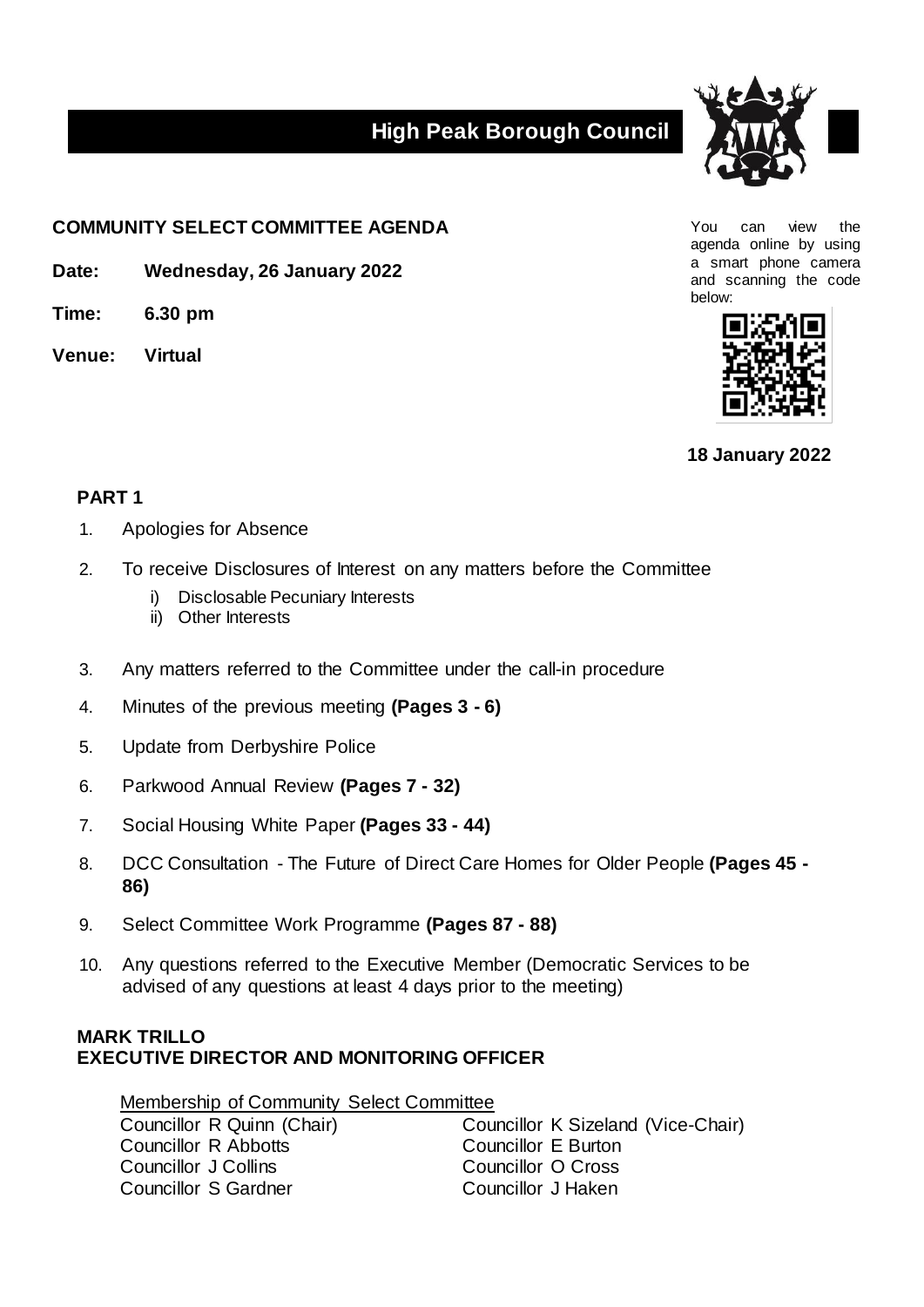# High Peak Borough Council

**COMMUNITY SELECT COMMITTEE AGENDA**

**Date:** **Wednesday, 26 January 2022**

**Time:** **6.30 pm**

**Venue:** **Virtual**

You can view the agenda online by using a smart phone camera and scanning the code below:

**18 January 2022**

## PART 1

1. Apologies for Absence
2. To receive Disclosures of Interest on any matters before the Committee
   - i) Disclosable Pecuniary Interests
   - ii) Other Interests
3. Any matters referred to the Committee under the call-in procedure
4. Minutes of the previous meeting **(Pages 3 - 6)**
5. Update from Derbyshire Police
6. Parkwood Annual Review **(Pages 7 - 32)**
7. Social Housing White Paper **(Pages 33 - 44)**
8. DCC Consultation - The Future of Direct Care Homes for Older People **(Pages 45 - 86)**
9. Select Committee Work Programme **(Pages 87 - 88)**
10. Any questions referred to the Executive Member (Democratic Services to be advised of any questions at least 4 days prior to the meeting)

**MARK TRILLO**
**EXECUTIVE DIRECTOR AND MONITORING OFFICER**

Membership of Community Select Committee

| | |
|---|---|
| Councillor R Quinn (Chair) | Councillor K Sizeland (Vice-Chair) |
| Councillor R Abbotts | Councillor E Burton |
| Councillor J Collins | Councillor O Cross |
| Councillor S Gardner | Councillor J Haken |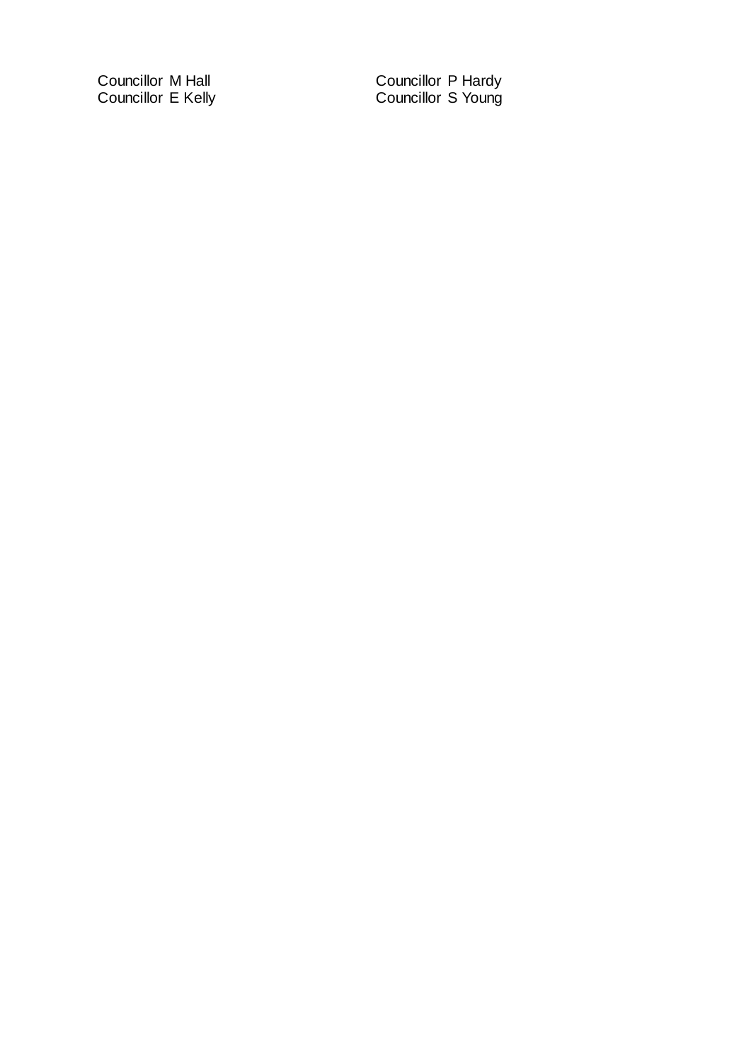| | |
|---|---|
| Councillor M Hall | Councillor P Hardy |
| Councillor E Kelly | Councillor S Young |